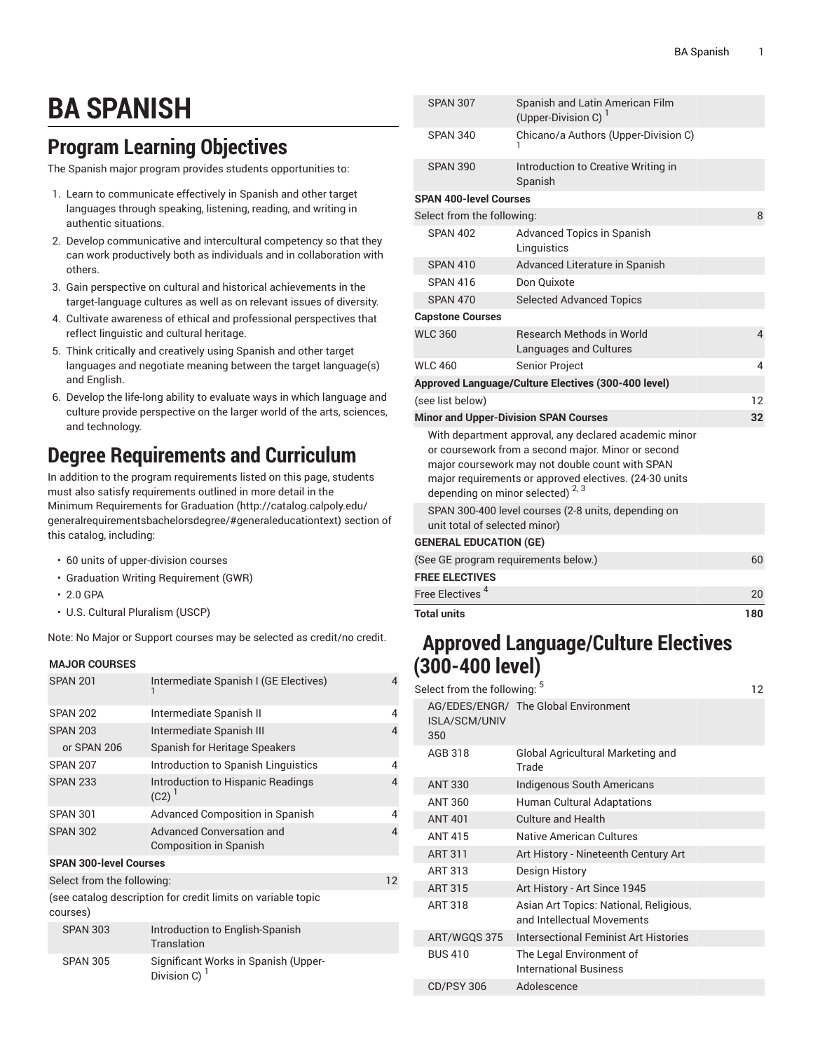# BA SPANISH

## Program Learning Objectives

The Spanish major program provides students opportunities to:

1. Learn to communicate effectively in Spanish and other target languages through speaking, listening, reading, and writing in authentic situations.
2. Develop communicative and intercultural competency so that they can work productively both as individuals and in collaboration with others.
3. Gain perspective on cultural and historical achievements in the target-language cultures as well as on relevant issues of diversity.
4. Cultivate awareness of ethical and professional perspectives that reflect linguistic and cultural heritage.
5. Think critically and creatively using Spanish and other target languages and negotiate meaning between the target language(s) and English.
6. Develop the life-long ability to evaluate ways in which language and culture provide perspective on the larger world of the arts, sciences, and technology.

## Degree Requirements and Curriculum

In addition to the program requirements listed on this page, students must also satisfy requirements outlined in more detail in the Minimum Requirements for Graduation (http://catalog.calpoly.edu/generalrequirementsbachelorsdegree/#generaleducationtext) section of this catalog, including:

- 60 units of upper-division courses
- Graduation Writing Requirement (GWR)
- 2.0 GPA
- U.S. Cultural Pluralism (USCP)

Note: No Major or Support courses may be selected as credit/no credit.

| MAJOR COURSES | | |
|---|---|---|
| SPAN 201 | Intermediate Spanish I (GE Electives) [1] | 4 |
| SPAN 202 | Intermediate Spanish II | 4 |
| SPAN 203 | Intermediate Spanish III | 4 |
| or SPAN 206 | Spanish for Heritage Speakers | |
| SPAN 207 | Introduction to Spanish Linguistics | 4 |
| SPAN 233 | Introduction to Hispanic Readings (C2) [1] | 4 |
| SPAN 301 | Advanced Composition in Spanish | 4 |
| SPAN 302 | Advanced Conversation and Composition in Spanish | 4 |
| **SPAN 300-level Courses** | | |
| Select from the following: | | 12 |
| (see catalog description for credit limits on variable topic courses) | | |
| SPAN 303 | Introduction to English-Spanish Translation | |
| SPAN 305 | Significant Works in Spanish (Upper-Division C) [1] | |
| SPAN 307 | Spanish and Latin American Film (Upper-Division C) [1] | |
| SPAN 340 | Chicano/a Authors (Upper-Division C) [1] | |
| SPAN 390 | Introduction to Creative Writing in Spanish | |
| **SPAN 400-level Courses** | | |
| Select from the following: | | 8 |
| SPAN 402 | Advanced Topics in Spanish Linguistics | |
| SPAN 410 | Advanced Literature in Spanish | |
| SPAN 416 | Don Quixote | |
| SPAN 470 | Selected Advanced Topics | |
| **Capstone Courses** | | |
| WLC 360 | Research Methods in World Languages and Cultures | 4 |
| WLC 460 | Senior Project | 4 |
| **Approved Language/Culture Electives (300-400 level)** | | |
| (see list below) | | 12 |
| **Minor and Upper-Division SPAN Courses** | | **32** |
| With department approval, any declared academic minor or coursework from a second major. Minor or second major coursework may not double count with SPAN major requirements or approved electives. (24-30 units depending on minor selected) [2, 3] | | |
| SPAN 300-400 level courses (2-8 units, depending on unit total of selected minor) | | |
| **GENERAL EDUCATION (GE)** | | |
| (See GE program requirements below.) | | 60 |
| **FREE ELECTIVES** | | |
| Free Electives [4] | | 20 |
| **Total units** | | **180** |

## Approved Language/Culture Electives (300-400 level)

| | | |
|---|---|---|
| Select from the following: [5] | | 12 |
| AG/EDES/ENGR/ISLA/SCM/UNIV 350 | The Global Environment | |
| AGB 318 | Global Agricultural Marketing and Trade | |
| ANT 330 | Indigenous South Americans | |
| ANT 360 | Human Cultural Adaptations | |
| ANT 401 | Culture and Health | |
| ANT 415 | Native American Cultures | |
| ART 311 | Art History - Nineteenth Century Art | |
| ART 313 | Design History | |
| ART 315 | Art History - Art Since 1945 | |
| ART 318 | Asian Art Topics: National, Religious, and Intellectual Movements | |
| ART/WGQS 375 | Intersectional Feminist Art Histories | |
| BUS 410 | The Legal Environment of International Business | |
| CD/PSY 306 | Adolescence | |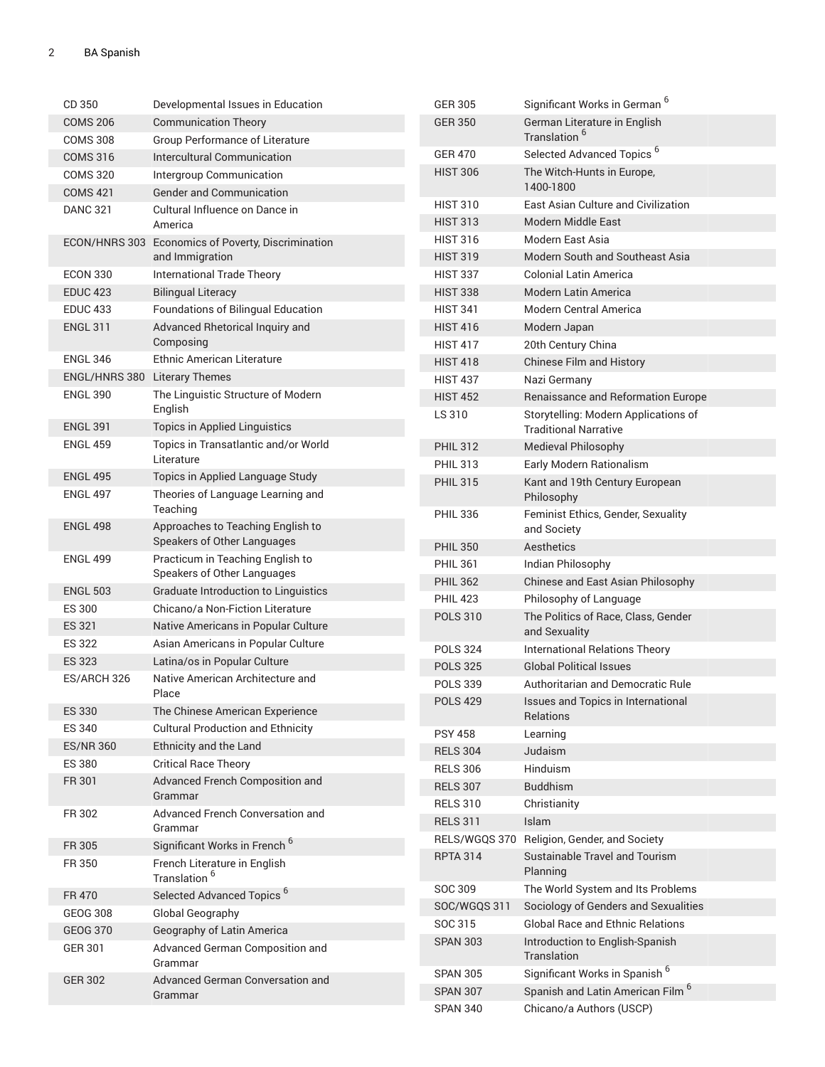| | |
|---|---|
| CD 350 | Developmental Issues in Education |
| COMS 206 | Communication Theory |
| COMS 308 | Group Performance of Literature |
| COMS 316 | Intercultural Communication |
| COMS 320 | Intergroup Communication |
| COMS 421 | Gender and Communication |
| DANC 321 | Cultural Influence on Dance in America |
| ECON/HNRS 303 | Economics of Poverty, Discrimination and Immigration |
| ECON 330 | International Trade Theory |
| EDUC 423 | Bilingual Literacy |
| EDUC 433 | Foundations of Bilingual Education |
| ENGL 311 | Advanced Rhetorical Inquiry and Composing |
| ENGL 346 | Ethnic American Literature |
| ENGL/HNRS 380 | Literary Themes |
| ENGL 390 | The Linguistic Structure of Modern English |
| ENGL 391 | Topics in Applied Linguistics |
| ENGL 459 | Topics in Transatlantic and/or World Literature |
| ENGL 495 | Topics in Applied Language Study |
| ENGL 497 | Theories of Language Learning and Teaching |
| ENGL 498 | Approaches to Teaching English to Speakers of Other Languages |
| ENGL 499 | Practicum in Teaching English to Speakers of Other Languages |
| ENGL 503 | Graduate Introduction to Linguistics |
| ES 300 | Chicano/a Non-Fiction Literature |
| ES 321 | Native Americans in Popular Culture |
| ES 322 | Asian Americans in Popular Culture |
| ES 323 | Latina/os in Popular Culture |
| ES/ARCH 326 | Native American Architecture and Place |
| ES 330 | The Chinese American Experience |
| ES 340 | Cultural Production and Ethnicity |
| ES/NR 360 | Ethnicity and the Land |
| ES 380 | Critical Race Theory |
| FR 301 | Advanced French Composition and Grammar |
| FR 302 | Advanced French Conversation and Grammar |
| FR 305 | Significant Works in French [6] |
| FR 350 | French Literature in English Translation [6] |
| FR 470 | Selected Advanced Topics [6] |
| GEOG 308 | Global Geography |
| GEOG 370 | Geography of Latin America |
| GER 301 | Advanced German Composition and Grammar |
| GER 302 | Advanced German Conversation and Grammar |
| GER 305 | Significant Works in German [6] |
| GER 350 | German Literature in English Translation [6] |
| GER 470 | Selected Advanced Topics [6] |
| HIST 306 | The Witch-Hunts in Europe, 1400-1800 |
| HIST 310 | East Asian Culture and Civilization |
| HIST 313 | Modern Middle East |
| HIST 316 | Modern East Asia |
| HIST 319 | Modern South and Southeast Asia |
| HIST 337 | Colonial Latin America |
| HIST 338 | Modern Latin America |
| HIST 341 | Modern Central America |
| HIST 416 | Modern Japan |
| HIST 417 | 20th Century China |
| HIST 418 | Chinese Film and History |
| HIST 437 | Nazi Germany |
| HIST 452 | Renaissance and Reformation Europe |
| LS 310 | Storytelling: Modern Applications of Traditional Narrative |
| PHIL 312 | Medieval Philosophy |
| PHIL 313 | Early Modern Rationalism |
| PHIL 315 | Kant and 19th Century European Philosophy |
| PHIL 336 | Feminist Ethics, Gender, Sexuality and Society |
| PHIL 350 | Aesthetics |
| PHIL 361 | Indian Philosophy |
| PHIL 362 | Chinese and East Asian Philosophy |
| PHIL 423 | Philosophy of Language |
| POLS 310 | The Politics of Race, Class, Gender and Sexuality |
| POLS 324 | International Relations Theory |
| POLS 325 | Global Political Issues |
| POLS 339 | Authoritarian and Democratic Rule |
| POLS 429 | Issues and Topics in International Relations |
| PSY 458 | Learning |
| RELS 304 | Judaism |
| RELS 306 | Hinduism |
| RELS 307 | Buddhism |
| RELS 310 | Christianity |
| RELS 311 | Islam |
| RELS/WGQS 370 | Religion, Gender, and Society |
| RPTA 314 | Sustainable Travel and Tourism Planning |
| SOC 309 | The World System and Its Problems |
| SOC/WGQS 311 | Sociology of Genders and Sexualities |
| SOC 315 | Global Race and Ethnic Relations |
| SPAN 303 | Introduction to English-Spanish Translation |
| SPAN 305 | Significant Works in Spanish [6] |
| SPAN 307 | Spanish and Latin American Film [6] |
| SPAN 340 | Chicano/a Authors (USCP) |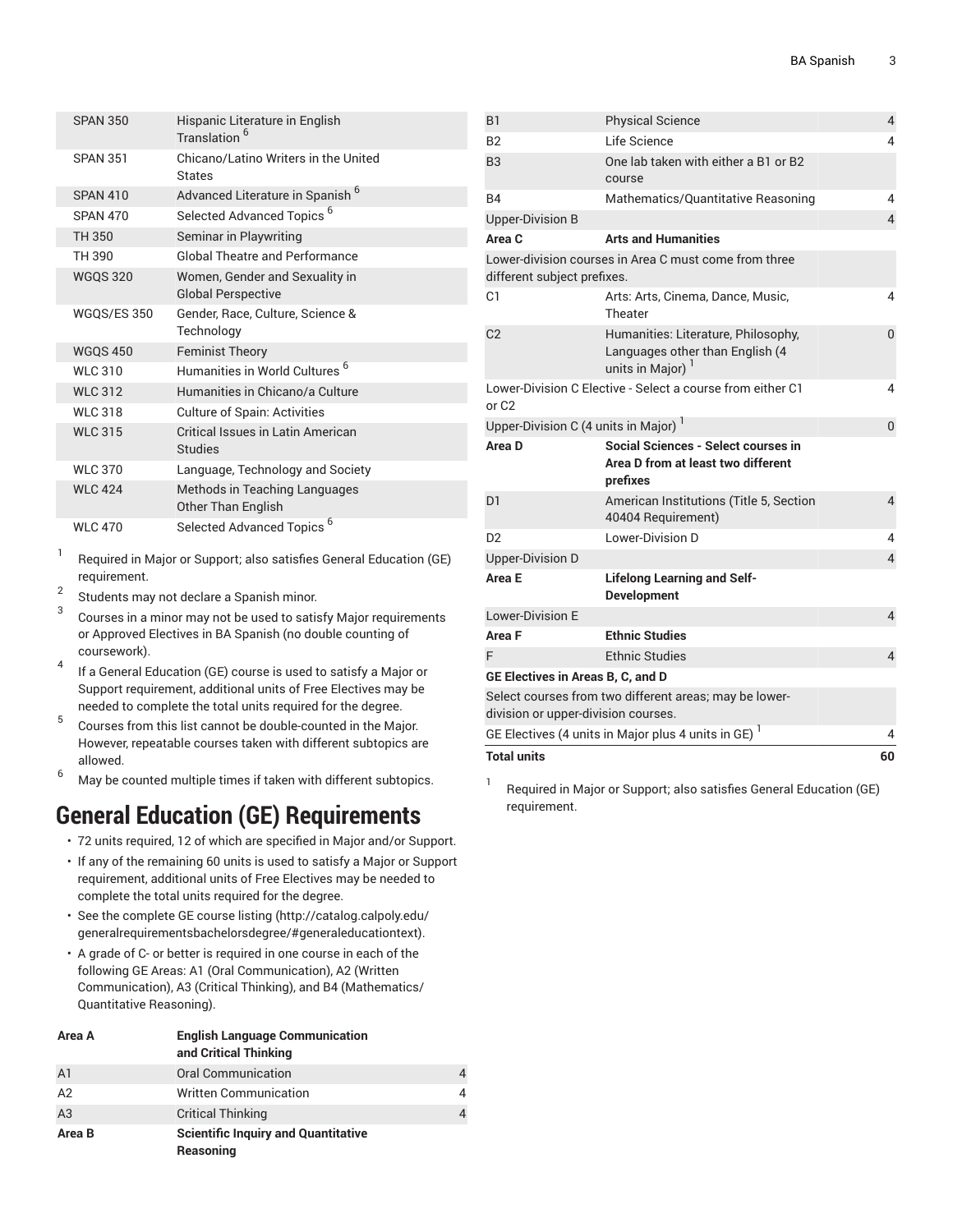| | | |
|---|---|---|
| SPAN 350 | Hispanic Literature in English Translation [6] | |
| SPAN 351 | Chicano/Latino Writers in the United States | |
| SPAN 410 | Advanced Literature in Spanish [6] | |
| SPAN 470 | Selected Advanced Topics [6] | |
| TH 350 | Seminar in Playwriting | |
| TH 390 | Global Theatre and Performance | |
| WGQS 320 | Women, Gender and Sexuality in Global Perspective | |
| WGQS/ES 350 | Gender, Race, Culture, Science & Technology | |
| WGQS 450 | Feminist Theory | |
| WLC 310 | Humanities in World Cultures [6] | |
| WLC 312 | Humanities in Chicano/a Culture | |
| WLC 318 | Culture of Spain: Activities | |
| WLC 315 | Critical Issues in Latin American Studies | |
| WLC 370 | Language, Technology and Society | |
| WLC 424 | Methods in Teaching Languages Other Than English | |
| WLC 470 | Selected Advanced Topics [6] | |

1. Required in Major or Support; also satisfies General Education (GE) requirement.
2. Students may not declare a Spanish minor.
3. Courses in a minor may not be used to satisfy Major requirements or Approved Electives in BA Spanish (no double counting of coursework).
4. If a General Education (GE) course is used to satisfy a Major or Support requirement, additional units of Free Electives may be needed to complete the total units required for the degree.
5. Courses from this list cannot be double-counted in the Major. However, repeatable courses taken with different subtopics are allowed.
6. May be counted multiple times if taken with different subtopics.

# General Education (GE) Requirements

- 72 units required, 12 of which are specified in Major and/or Support.
- If any of the remaining 60 units is used to satisfy a Major or Support requirement, additional units of Free Electives may be needed to complete the total units required for the degree.
- See the complete GE course listing (http://catalog.calpoly.edu/generalrequirementsbachelorsdegree/#generaleducationtext).
- A grade of C- or better is required in one course in each of the following GE Areas: A1 (Oral Communication), A2 (Written Communication), A3 (Critical Thinking), and B4 (Mathematics/Quantitative Reasoning).

| | | |
|---|---|---|
| **Area A** | **English Language Communication and Critical Thinking** | |
| A1 | Oral Communication | 4 |
| A2 | Written Communication | 4 |
| A3 | Critical Thinking | 4 |
| **Area B** | **Scientific Inquiry and Quantitative Reasoning** | |
| B1 | Physical Science | 4 |
| B2 | Life Science | 4 |
| B3 | One lab taken with either a B1 or B2 course | |
| B4 | Mathematics/Quantitative Reasoning | 4 |
| Upper-Division B | | 4 |
| **Area C** | **Arts and Humanities** | |
| Lower-division courses in Area C must come from three different subject prefixes. | | |
| C1 | Arts: Arts, Cinema, Dance, Music, Theater | 4 |
| C2 | Humanities: Literature, Philosophy, Languages other than English (4 units in Major) [1] | 0 |
| Lower-Division C Elective - Select a course from either C1 or C2 | | 4 |
| Upper-Division C (4 units in Major) [1] | | 0 |
| **Area D** | **Social Sciences - Select courses in Area D from at least two different prefixes** | |
| D1 | American Institutions (Title 5, Section 40404 Requirement) | 4 |
| D2 | Lower-Division D | 4 |
| Upper-Division D | | 4 |
| **Area E** | **Lifelong Learning and Self-Development** | |
| Lower-Division E | | 4 |
| **Area F** | **Ethnic Studies** | |
| F | Ethnic Studies | 4 |
| **GE Electives in Areas B, C, and D** | | |
| Select courses from two different areas; may be lower-division or upper-division courses. | | |
| GE Electives (4 units in Major plus 4 units in GE) [1] | | 4 |
| **Total units** | | **60** |

1. Required in Major or Support; also satisfies General Education (GE) requirement.